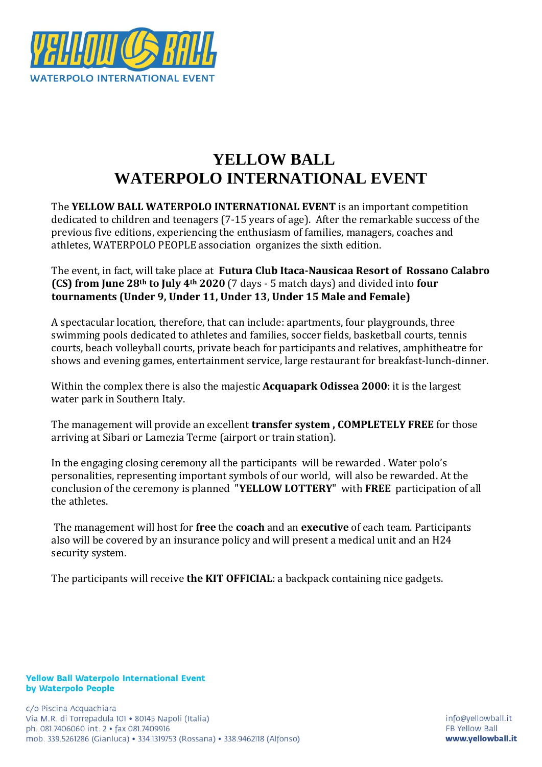# YELLOW BALL
# WATERPOLO INTERNATIONAL EVENT

The **YELLOW BALL WATERPOLO INTERNATIONAL EVENT** is an important competition dedicated to children and teenagers (7-15 years of age). After the remarkable success of the previous five editions, experiencing the enthusiasm of families, managers, coaches and athletes, WATERPOLO PEOPLE association organizes the sixth edition.

The event, in fact, will take place at **Futura Club Itaca-Nausicaa Resort of Rossano Calabro (CS) from June 28th to July 4th 2020** (7 days - 5 match days) and divided into **four tournaments (Under 9, Under 11, Under 13, Under 15 Male and Female)**

A spectacular location, therefore, that can include: apartments, four playgrounds, three swimming pools dedicated to athletes and families, soccer fields, basketball courts, tennis courts, beach volleyball courts, private beach for participants and relatives, amphitheatre for shows and evening games, entertainment service, large restaurant for breakfast-lunch-dinner.

Within the complex there is also the majestic **Acquapark Odissea 2000**: it is the largest water park in Southern Italy.

The management will provide an excellent **transfer system , COMPLETELY FREE** for those arriving at Sibari or Lamezia Terme (airport or train station).

In the engaging closing ceremony all the participants will be rewarded . Water polo's personalities, representing important symbols of our world, will also be rewarded. At the conclusion of the ceremony is planned "**YELLOW LOTTERY**" with **FREE** participation of all the athletes.

The management will host for **free** the **coach** and an **executive** of each team. Participants also will be covered by an insurance policy and will present a medical unit and an H24 security system.

The participants will receive **the KIT OFFICIAL**: a backpack containing nice gadgets.

**Yellow Ball Waterpolo International Event by Waterpolo People**

c/o Piscina Acquachiara
Via M.R. di Torrepadula 101 • 80145 Napoli (Italia)
ph. 081.7406060 int. 2 • fax 081.7409916
mob. 339.5261286 (Gianluca) • 334.1319753 (Rossana) • 338.9462118 (Alfonso)

info@yellowball.it
FB Yellow Ball
**www.yellowball.it**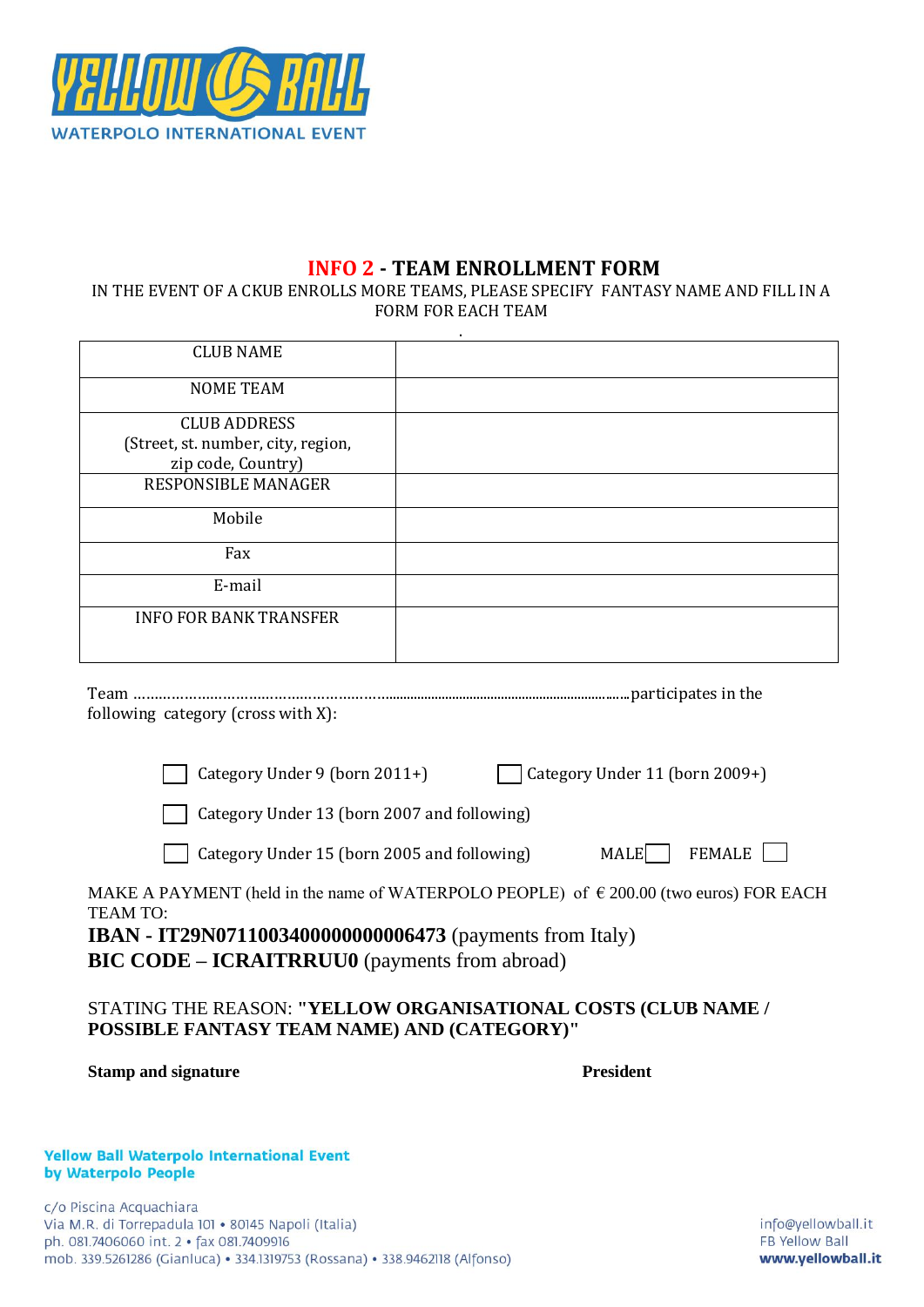# INFO 2 - TEAM ENROLLMENT FORM

IN THE EVENT OF A CKUB ENROLLS MORE TEAMS, PLEASE SPECIFY FANTASY NAME AND FILL IN A FORM FOR EACH TEAM

.

| | |
|---|---|
| CLUB NAME | |
| NOME TEAM | |
| CLUB ADDRESS (Street, st. number, city, region, zip code, Country) | |
| RESPONSIBLE MANAGER | |
| Mobile | |
| Fax | |
| E-mail | |
| INFO FOR BANK TRANSFER | |

Team ……………………………………………………………………………………………participates in the following category (cross with X):

☐ Category Under 9 (born 2011+) ☐ Category Under 11 (born 2009+)

☐ Category Under 13 (born 2007 and following)

☐ Category Under 15 (born 2005 and following) MALE ☐ FEMALE ☐

MAKE A PAYMENT (held in the name of WATERPOLO PEOPLE) of € 200.00 (two euros) FOR EACH TEAM TO:

**IBAN - IT29N0711003400000000006473** (payments from Italy)
**BIC CODE – ICRAITRRUU0** (payments from abroad)

STATING THE REASON: **"YELLOW ORGANISATIONAL COSTS (CLUB NAME / POSSIBLE FANTASY TEAM NAME) AND (CATEGORY)"**

**Stamp and signature** **President**

**Yellow Ball Waterpolo International Event**
**by Waterpolo People**

c/o Piscina Acquachiara
Via M.R. di Torrepadula 101 • 80145 Napoli (Italia)
ph. 081.7406060 int. 2 • fax 081.7409916
mob. 339.5261286 (Gianluca) • 334.1319753 (Rossana) • 338.9462118 (Alfonso)

info@yellowball.it
FB Yellow Ball
**www.yellowball.it**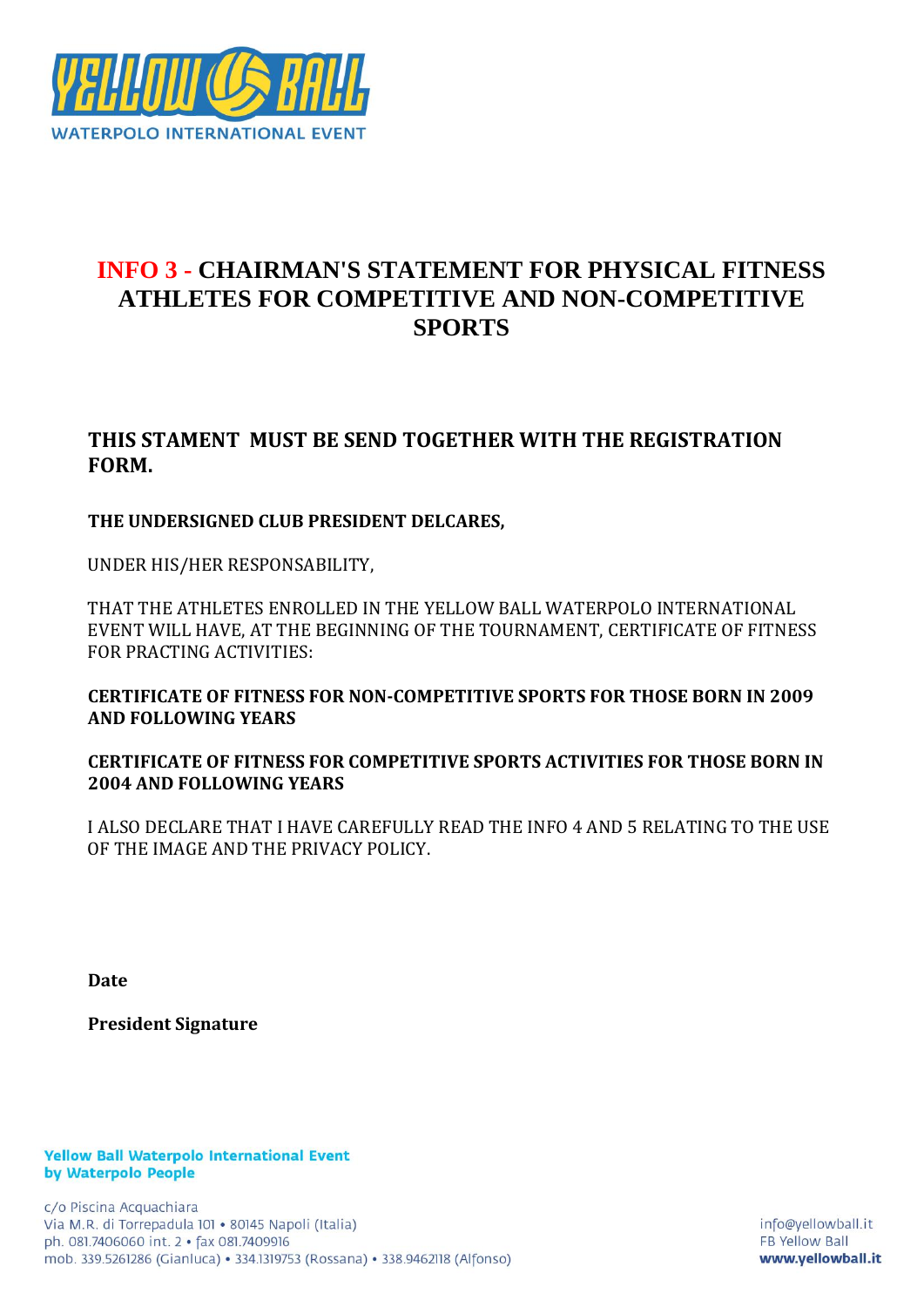# INFO 3 - CHAIRMAN'S STATEMENT FOR PHYSICAL FITNESS ATHLETES FOR COMPETITIVE AND NON-COMPETITIVE SPORTS

## THIS STAMENT MUST BE SEND TOGETHER WITH THE REGISTRATION FORM.

**THE UNDERSIGNED CLUB PRESIDENT DELCARES,**

UNDER HIS/HER RESPONSABILITY,

THAT THE ATHLETES ENROLLED IN THE YELLOW BALL WATERPOLO INTERNATIONAL EVENT WILL HAVE, AT THE BEGINNING OF THE TOURNAMENT, CERTIFICATE OF FITNESS FOR PRACTING ACTIVITIES:

**CERTIFICATE OF FITNESS FOR NON-COMPETITIVE SPORTS FOR THOSE BORN IN 2009 AND FOLLOWING YEARS**

**CERTIFICATE OF FITNESS FOR COMPETITIVE SPORTS ACTIVITIES FOR THOSE BORN IN 2004 AND FOLLOWING YEARS**

I ALSO DECLARE THAT I HAVE CAREFULLY READ THE INFO 4 AND 5 RELATING TO THE USE OF THE IMAGE AND THE PRIVACY POLICY.

**Date**

**President Signature**

**Yellow Ball Waterpolo International Event by Waterpolo People**

c/o Piscina Acquachiara
Via M.R. di Torrepadula 101 • 80145 Napoli (Italia)
ph. 081.7406060 int. 2 • fax 081.7409916
mob. 339.5261286 (Gianluca) • 334.1319753 (Rossana) • 338.9462118 (Alfonso)

info@yellowball.it
FB Yellow Ball
**www.yellowball.it**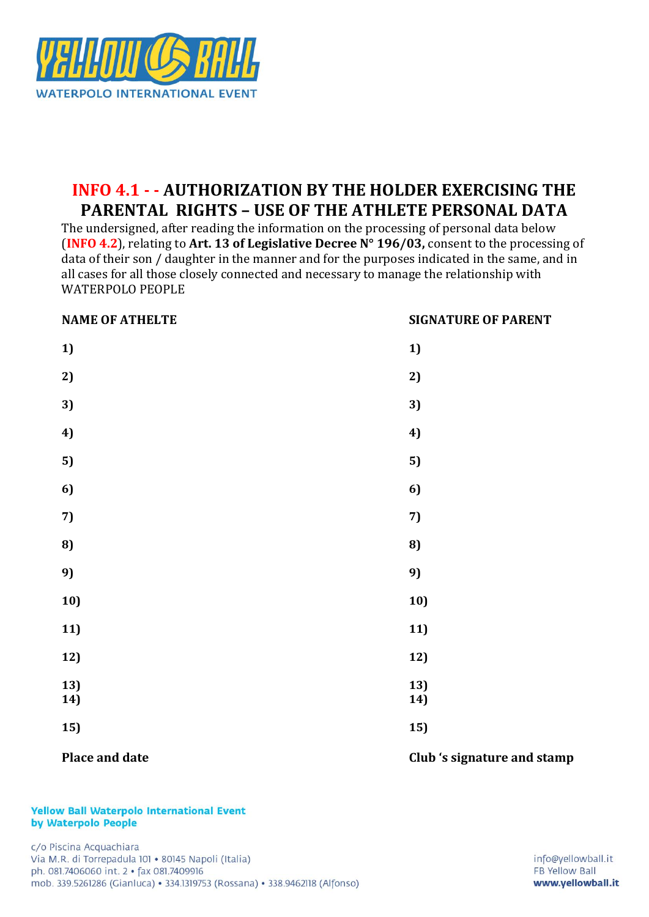# INFO 4.1 - - AUTHORIZATION BY THE HOLDER EXERCISING THE PARENTAL RIGHTS – USE OF THE ATHLETE PERSONAL DATA

The undersigned, after reading the information on the processing of personal data below (**INFO 4.2**), relating to **Art. 13 of Legislative Decree N° 196/03,** consent to the processing of data of their son / daughter in the manner and for the purposes indicated in the same, and in all cases for all those closely connected and necessary to manage the relationship with WATERPOLO PEOPLE

| NAME OF ATHELTE | SIGNATURE OF PARENT |
|---|---|
| 1) | 1) |
| 2) | 2) |
| 3) | 3) |
| 4) | 4) |
| 5) | 5) |
| 6) | 6) |
| 7) | 7) |
| 8) | 8) |
| 9) | 9) |
| 10) | 10) |
| 11) | 11) |
| 12) | 12) |
| 13) | 13) |
| 14) | 14) |
| 15) | 15) |

**Place and date** **Club 's signature and stamp**

**Yellow Ball Waterpolo International Event by Waterpolo People**

c/o Piscina Acquachiara
Via M.R. di Torrepadula 101 • 80145 Napoli (Italia)
ph. 081.7406060 int. 2 • fax 081.7409916
mob. 339.5261286 (Gianluca) • 334.1319753 (Rossana) • 338.9462118 (Alfonso)

info@yellowball.it
FB Yellow Ball
**www.yellowball.it**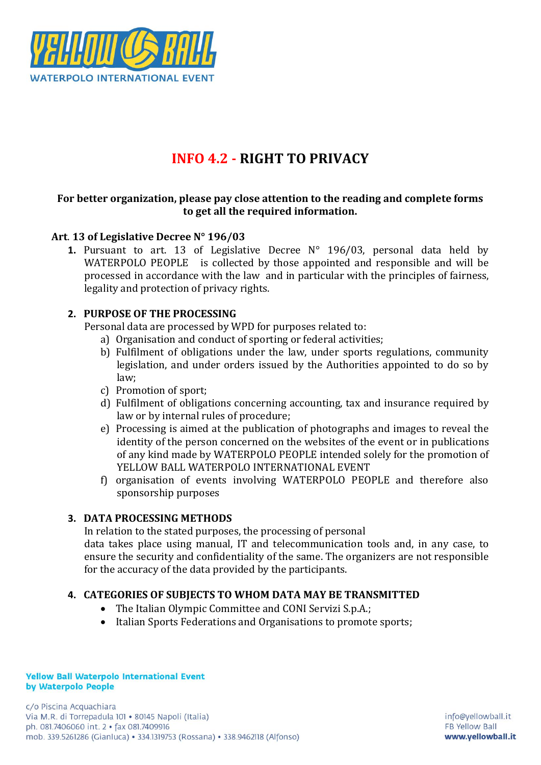# INFO 4.2 - RIGHT TO PRIVACY

**For better organization, please pay close attention to the reading and complete forms to get all the required information.**

**Art. 13 of Legislative Decree N° 196/03**

1. Pursuant to art. 13 of Legislative Decree N° 196/03, personal data held by WATERPOLO PEOPLE is collected by those appointed and responsible and will be processed in accordance with the law and in particular with the principles of fairness, legality and protection of privacy rights.

2. **PURPOSE OF THE PROCESSING**
   Personal data are processed by WPD for purposes related to:
   a) Organisation and conduct of sporting or federal activities;
   b) Fulfilment of obligations under the law, under sports regulations, community legislation, and under orders issued by the Authorities appointed to do so by law;
   c) Promotion of sport;
   d) Fulfilment of obligations concerning accounting, tax and insurance required by law or by internal rules of procedure;
   e) Processing is aimed at the publication of photographs and images to reveal the identity of the person concerned on the websites of the event or in publications of any kind made by WATERPOLO PEOPLE intended solely for the promotion of YELLOW BALL WATERPOLO INTERNATIONAL EVENT
   f) organisation of events involving WATERPOLO PEOPLE and therefore also sponsorship purposes

3. **DATA PROCESSING METHODS**
   In relation to the stated purposes, the processing of personal data takes place using manual, IT and telecommunication tools and, in any case, to ensure the security and confidentiality of the same. The organizers are not responsible for the accuracy of the data provided by the participants.

4. **CATEGORIES OF SUBJECTS TO WHOM DATA MAY BE TRANSMITTED**
   - The Italian Olympic Committee and CONI Servizi S.p.A.;
   - Italian Sports Federations and Organisations to promote sports;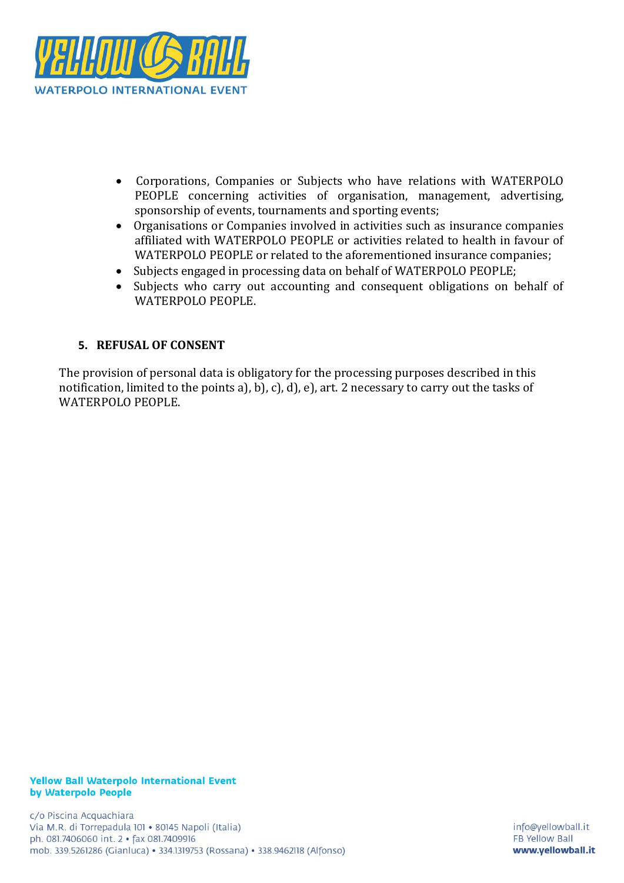- Corporations, Companies or Subjects who have relations with WATERPOLO PEOPLE concerning activities of organisation, management, advertising, sponsorship of events, tournaments and sporting events;
- Organisations or Companies involved in activities such as insurance companies affiliated with WATERPOLO PEOPLE or activities related to health in favour of WATERPOLO PEOPLE or related to the aforementioned insurance companies;
- Subjects engaged in processing data on behalf of WATERPOLO PEOPLE;
- Subjects who carry out accounting and consequent obligations on behalf of WATERPOLO PEOPLE.

## 5. REFUSAL OF CONSENT

The provision of personal data is obligatory for the processing purposes described in this notification, limited to the points a), b), c), d), e), art. 2 necessary to carry out the tasks of WATERPOLO PEOPLE.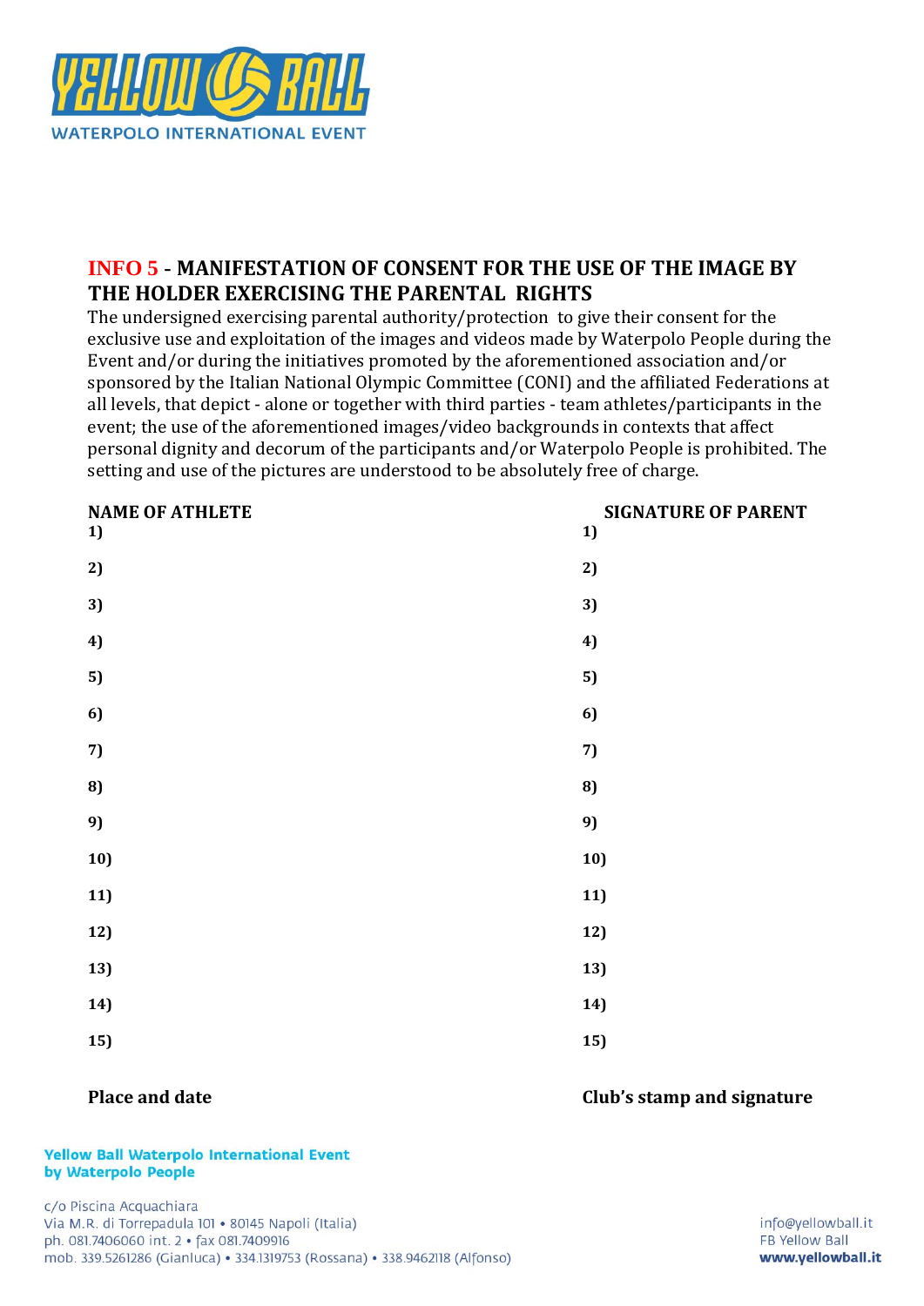YELLOW BALL
WATERPOLO INTERNATIONAL EVENT

## INFO 5 - MANIFESTATION OF CONSENT FOR THE USE OF THE IMAGE BY THE HOLDER EXERCISING THE PARENTAL RIGHTS

The undersigned exercising parental authority/protection to give their consent for the exclusive use and exploitation of the images and videos made by Waterpolo People during the Event and/or during the initiatives promoted by the aforementioned association and/or sponsored by the Italian National Olympic Committee (CONI) and the affiliated Federations at all levels, that depict - alone or together with third parties - team athletes/participants in the event; the use of the aforementioned images/video backgrounds in contexts that affect personal dignity and decorum of the participants and/or Waterpolo People is prohibited. The setting and use of the pictures are understood to be absolutely free of charge.

| NAME OF ATHLETE | SIGNATURE OF PARENT |
|---|---|
| 1) | 1) |
| 2) | 2) |
| 3) | 3) |
| 4) | 4) |
| 5) | 5) |
| 6) | 6) |
| 7) | 7) |
| 8) | 8) |
| 9) | 9) |
| 10) | 10) |
| 11) | 11) |
| 12) | 12) |
| 13) | 13) |
| 14) | 14) |
| 15) | 15) |

**Place and date** **Club's stamp and signature**

**Yellow Ball Waterpolo International Event**
**by Waterpolo People**

c/o Piscina Acquachiara
Via M.R. di Torrepadula 101 • 80145 Napoli (Italia)
ph. 081.7406060 int. 2 • fax 081.7409916
mob. 339.5261286 (Gianluca) • 334.1319753 (Rossana) • 338.9462118 (Alfonso)

info@yellowball.it
FB Yellow Ball
**www.yellowball.it**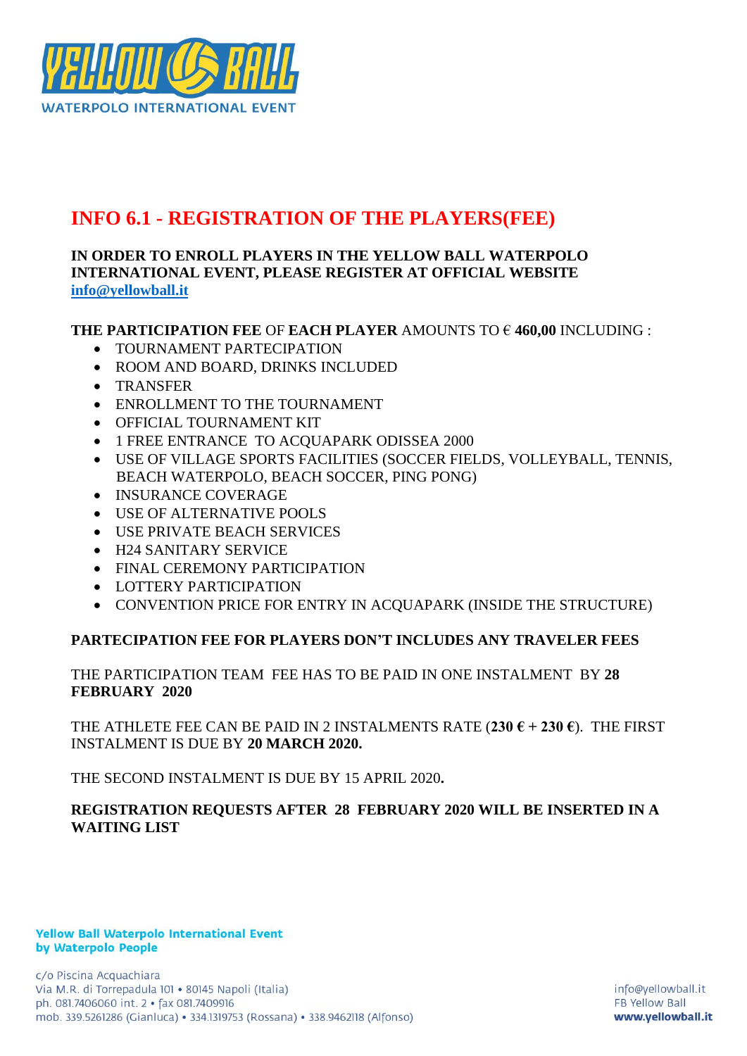# INFO 6.1 - REGISTRATION OF THE PLAYERS(FEE)

**IN ORDER TO ENROLL PLAYERS IN THE YELLOW BALL WATERPOLO INTERNATIONAL EVENT, PLEASE REGISTER AT OFFICIAL WEBSITE [info@yellowball.it](mailto:info@yellowball.it)**

**THE PARTICIPATION FEE** OF **EACH PLAYER** AMOUNTS TO € **460,00** INCLUDING :

- TOURNAMENT PARTECIPATION
- ROOM AND BOARD, DRINKS INCLUDED
- TRANSFER
- ENROLLMENT TO THE TOURNAMENT
- OFFICIAL TOURNAMENT KIT
- 1 FREE ENTRANCE TO ACQUAPARK ODISSEA 2000
- USE OF VILLAGE SPORTS FACILITIES (SOCCER FIELDS, VOLLEYBALL, TENNIS, BEACH WATERPOLO, BEACH SOCCER, PING PONG)
- INSURANCE COVERAGE
- USE OF ALTERNATIVE POOLS
- USE PRIVATE BEACH SERVICES
- H24 SANITARY SERVICE
- FINAL CEREMONY PARTICIPATION
- LOTTERY PARTICIPATION
- CONVENTION PRICE FOR ENTRY IN ACQUAPARK (INSIDE THE STRUCTURE)

**PARTECIPATION FEE FOR PLAYERS DON'T INCLUDES ANY TRAVELER FEES**

THE PARTICIPATION TEAM FEE HAS TO BE PAID IN ONE INSTALMENT BY **28 FEBRUARY 2020**

THE ATHLETE FEE CAN BE PAID IN 2 INSTALMENTS RATE (**230 € + 230 €**). THE FIRST INSTALMENT IS DUE BY **20 MARCH 2020.**

THE SECOND INSTALMENT IS DUE BY 15 APRIL 2020**.**

**REGISTRATION REQUESTS AFTER 28 FEBRUARY 2020 WILL BE INSERTED IN A WAITING LIST**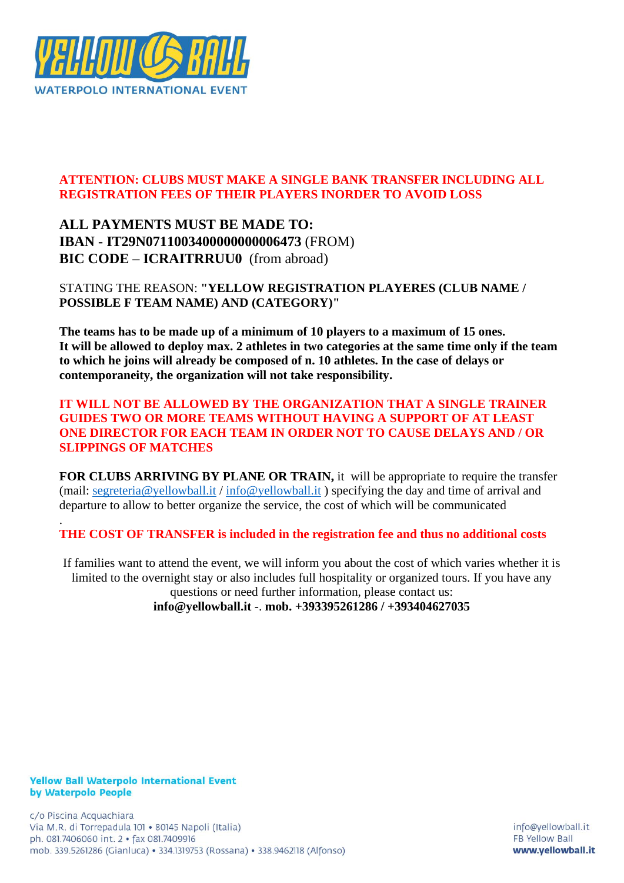**ATTENTION: CLUBS MUST MAKE A SINGLE BANK TRANSFER INCLUDING ALL REGISTRATION FEES OF THEIR PLAYERS INORDER TO AVOID LOSS**

**ALL PAYMENTS MUST BE MADE TO:**
**IBAN - IT29N0711003400000000006473** (FROM)
**BIC CODE – ICRAITRRUU0** (from abroad)

STATING THE REASON: **"YELLOW REGISTRATION PLAYERES (CLUB NAME / POSSIBLE F TEAM NAME) AND (CATEGORY)"**

**The teams has to be made up of a minimum of 10 players to a maximum of 15 ones. It will be allowed to deploy max. 2 athletes in two categories at the same time only if the team to which he joins will already be composed of n. 10 athletes. In the case of delays or contemporaneity, the organization will not take responsibility.**

**IT WILL NOT BE ALLOWED BY THE ORGANIZATION THAT A SINGLE TRAINER GUIDES TWO OR MORE TEAMS WITHOUT HAVING A SUPPORT OF AT LEAST ONE DIRECTOR FOR EACH TEAM IN ORDER NOT TO CAUSE DELAYS AND / OR SLIPPINGS OF MATCHES**

**FOR CLUBS ARRIVING BY PLANE OR TRAIN,** it will be appropriate to require the transfer (mail: segreteria@yellowball.it / info@yellowball.it ) specifying the day and time of arrival and departure to allow to better organize the service, the cost of which will be communicated

.

**THE COST OF TRANSFER is included in the registration fee and thus no additional costs**

If families want to attend the event, we will inform you about the cost of which varies whether it is limited to the overnight stay or also includes full hospitality or organized tours. If you have any questions or need further information, please contact us:
**info@yellowball.it** -. **mob. +393395261286 / +393404627035**

**Yellow Ball Waterpolo International Event**
**by Waterpolo People**

c/o Piscina Acquachiara
Via M.R. di Torrepadula 101 • 80145 Napoli (Italia)
ph. 081.7406060 int. 2 • fax 081.7409916
mob. 339.5261286 (Gianluca) • 334.1319753 (Rossana) • 338.9462118 (Alfonso)

info@yellowball.it
FB Yellow Ball
**www.yellowball.it**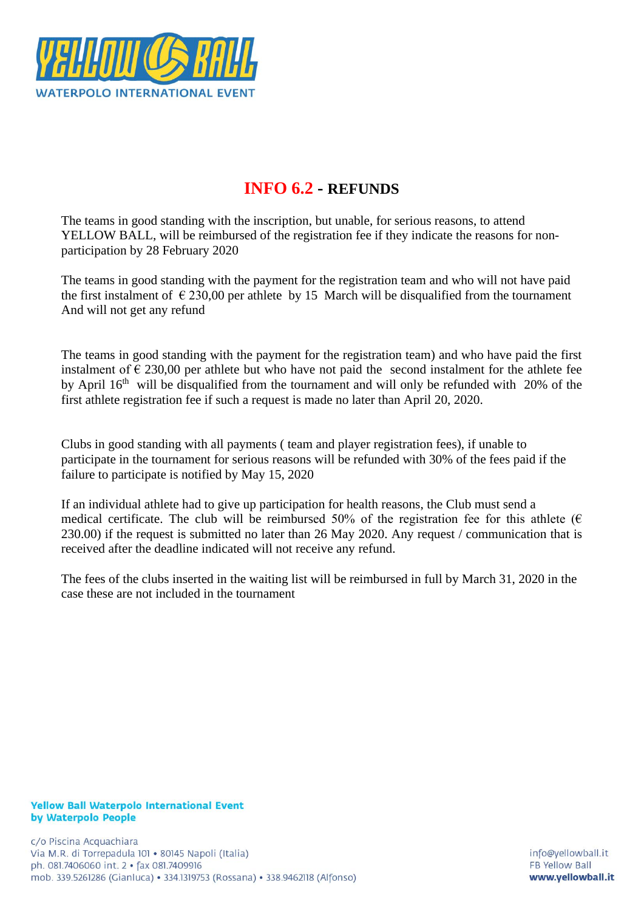## INFO 6.2 - REFUNDS

The teams in good standing with the inscription, but unable, for serious reasons, to attend YELLOW BALL, will be reimbursed of the registration fee if they indicate the reasons for non-participation by 28 February 2020

The teams in good standing with the payment for the registration team and who will not have paid the first instalment of € 230,00 per athlete by 15 March will be disqualified from the tournament And will not get any refund

The teams in good standing with the payment for the registration team) and who have paid the first instalment of € 230,00 per athlete but who have not paid the second instalment for the athlete fee by April 16th will be disqualified from the tournament and will only be refunded with 20% of the first athlete registration fee if such a request is made no later than April 20, 2020.

Clubs in good standing with all payments ( team and player registration fees), if unable to participate in the tournament for serious reasons will be refunded with 30% of the fees paid if the failure to participate is notified by May 15, 2020

If an individual athlete had to give up participation for health reasons, the Club must send a medical certificate. The club will be reimbursed 50% of the registration fee for this athlete (€ 230.00) if the request is submitted no later than 26 May 2020. Any request / communication that is received after the deadline indicated will not receive any refund.

The fees of the clubs inserted in the waiting list will be reimbursed in full by March 31, 2020 in the case these are not included in the tournament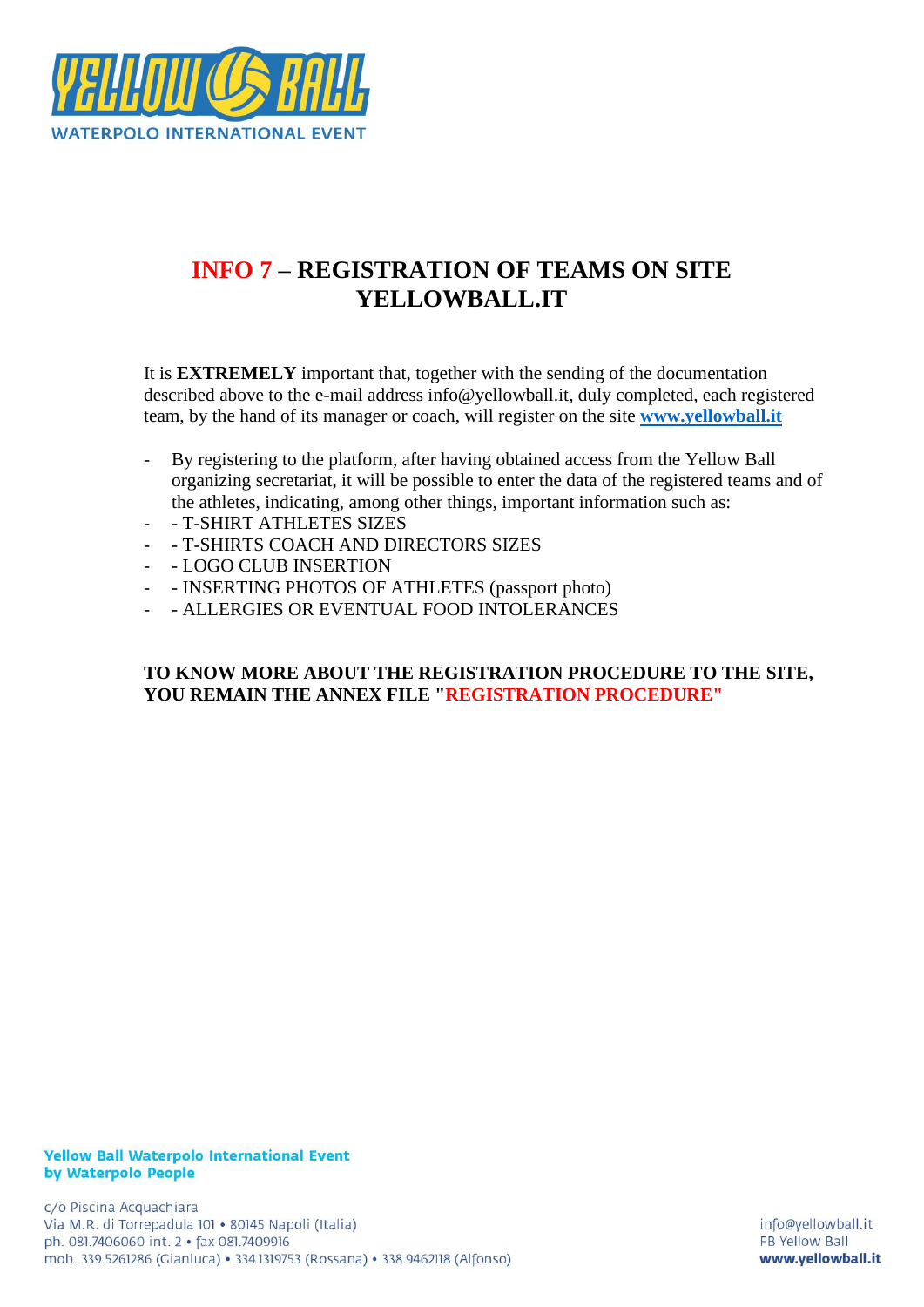# INFO 7 – REGISTRATION OF TEAMS ON SITE YELLOWBALL.IT

It is **EXTREMELY** important that, together with the sending of the documentation described above to the e-mail address info@yellowball.it, duly completed, each registered team, by the hand of its manager or coach, will register on the site **[www.yellowball.it](http://www.yellowball.it)**

- By registering to the platform, after having obtained access from the Yellow Ball organizing secretariat, it will be possible to enter the data of the registered teams and of the athletes, indicating, among other things, important information such as:
- - T-SHIRT ATHLETES SIZES
- - T-SHIRTS COACH AND DIRECTORS SIZES
- - LOGO CLUB INSERTION
- - INSERTING PHOTOS OF ATHLETES (passport photo)
- - ALLERGIES OR EVENTUAL FOOD INTOLERANCES

**TO KNOW MORE ABOUT THE REGISTRATION PROCEDURE TO THE SITE, YOU REMAIN THE ANNEX FILE "REGISTRATION PROCEDURE"**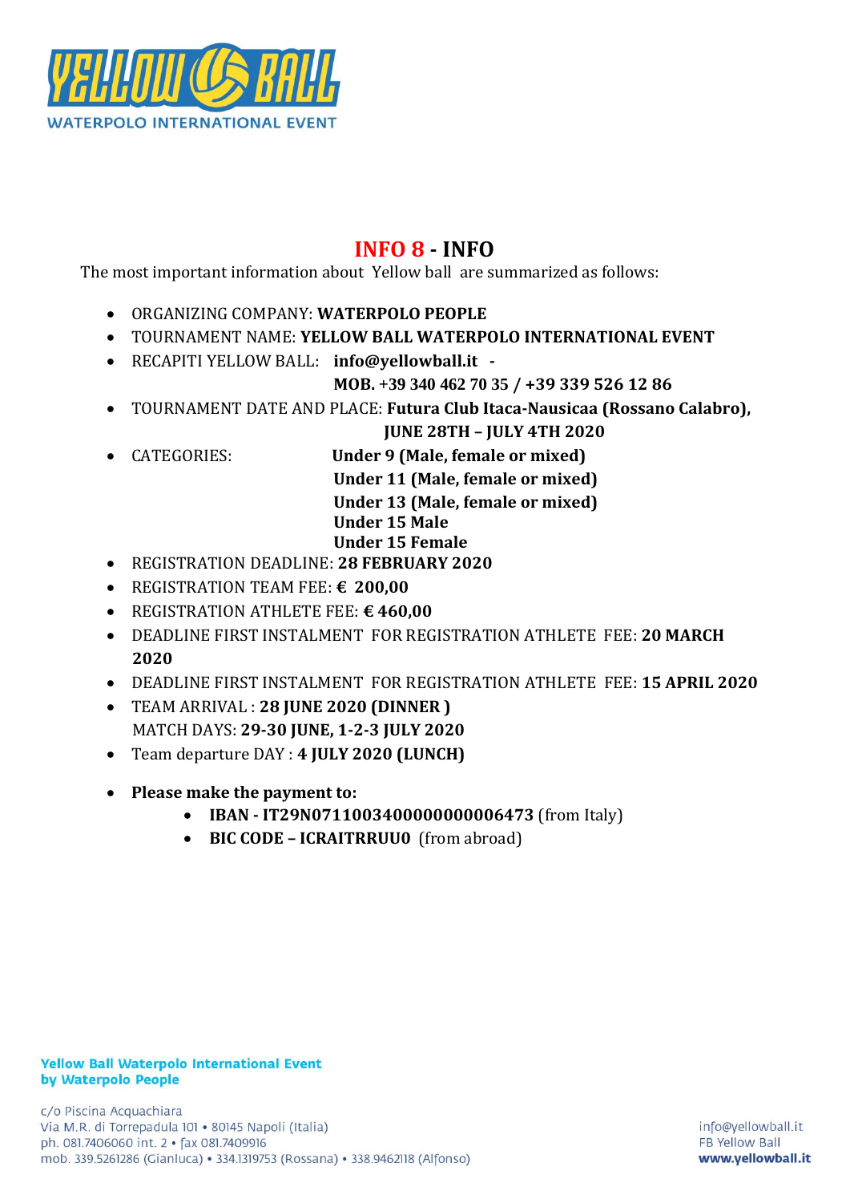YELLOW BALL
WATERPOLO INTERNATIONAL EVENT

# INFO 8 - INFO

The most important information about Yellow ball are summarized as follows:

- ORGANIZING COMPANY: **WATERPOLO PEOPLE**
- TOURNAMENT NAME: **YELLOW BALL WATERPOLO INTERNATIONAL EVENT**
- RECAPITI YELLOW BALL: **info@yellowball.it -**
  **MOB. +39 340 462 70 35 / +39 339 526 12 86**
- TOURNAMENT DATE AND PLACE: **Futura Club Itaca-Nausicaa (Rossano Calabro), JUNE 28TH – JULY 4TH 2020**
- CATEGORIES: **Under 9 (Male, female or mixed)**
  **Under 11 (Male, female or mixed)**
  **Under 13 (Male, female or mixed)**
  **Under 15 Male**
  **Under 15 Female**
- REGISTRATION DEADLINE: **28 FEBRUARY 2020**
- REGISTRATION TEAM FEE: **€ 200,00**
- REGISTRATION ATHLETE FEE: **€ 460,00**
- DEADLINE FIRST INSTALMENT FOR REGISTRATION ATHLETE FEE: **20 MARCH 2020**
- DEADLINE FIRST INSTALMENT FOR REGISTRATION ATHLETE FEE: **15 APRIL 2020**
- TEAM ARRIVAL : **28 JUNE 2020 (DINNER )**
  MATCH DAYS: **29-30 JUNE, 1-2-3 JULY 2020**
- Team departure DAY : **4 JULY 2020 (LUNCH)**
- **Please make the payment to:**
  - **IBAN - IT29N0711003400000000006473** (from Italy)
  - **BIC CODE – ICRAITRRUU0** (from abroad)

**Yellow Ball Waterpolo International Event**
**by Waterpolo People**

c/o Piscina Acquachiara
Via M.R. di Torrepadula 101 • 80145 Napoli (Italia)
ph. 081.7406060 int. 2 • fax 081.7409916
mob. 339.5261286 (Gianluca) • 334.1319753 (Rossana) • 338.9462118 (Alfonso)

info@yellowball.it
FB Yellow Ball
**www.yellowball.it**